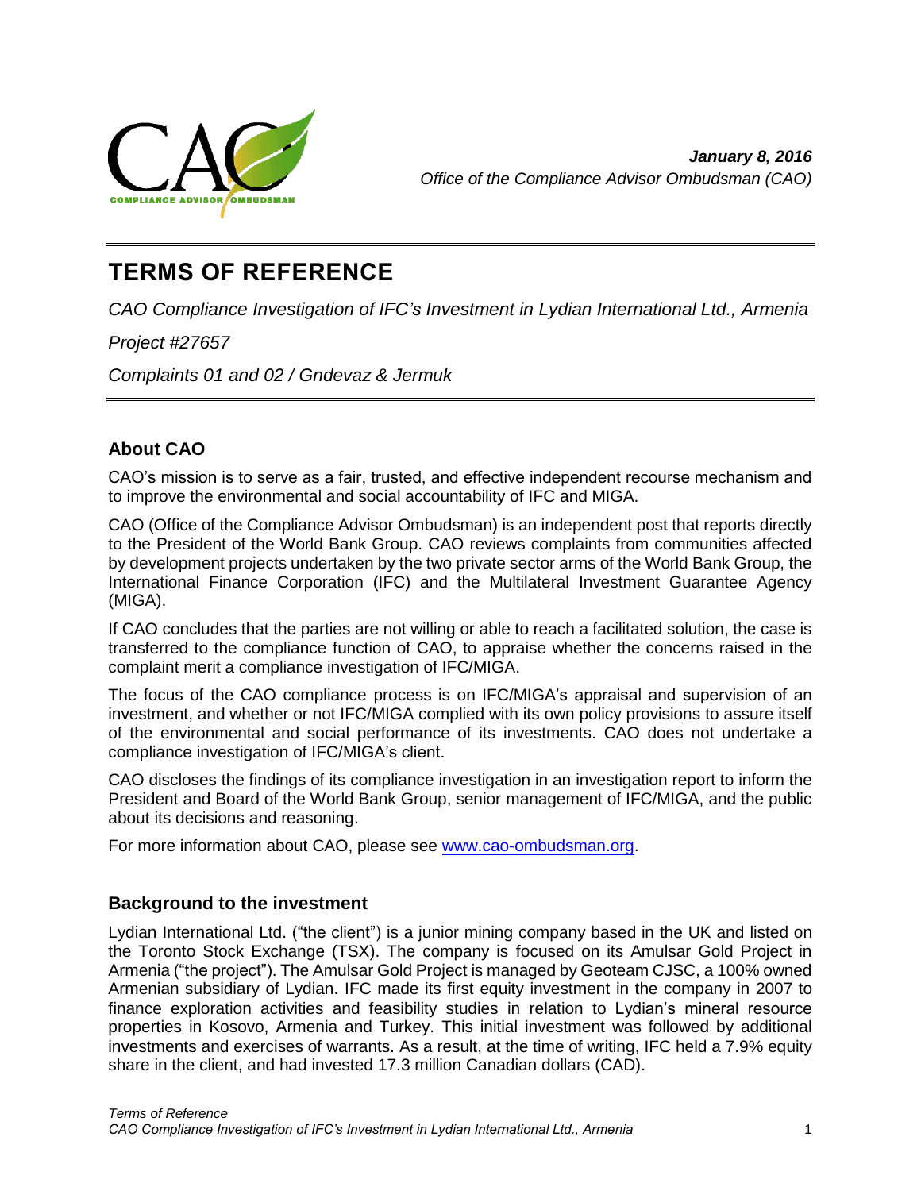*January 8, 2016*
*Office of the Compliance Advisor Ombudsman (CAO)*

# TERMS OF REFERENCE

*CAO Compliance Investigation of IFC's Investment in Lydian International Ltd., Armenia*

*Project #27657*

*Complaints 01 and 02 / Gndevaz & Jermuk*

## About CAO

CAO's mission is to serve as a fair, trusted, and effective independent recourse mechanism and to improve the environmental and social accountability of IFC and MIGA.

CAO (Office of the Compliance Advisor Ombudsman) is an independent post that reports directly to the President of the World Bank Group. CAO reviews complaints from communities affected by development projects undertaken by the two private sector arms of the World Bank Group, the International Finance Corporation (IFC) and the Multilateral Investment Guarantee Agency (MIGA).

If CAO concludes that the parties are not willing or able to reach a facilitated solution, the case is transferred to the compliance function of CAO, to appraise whether the concerns raised in the complaint merit a compliance investigation of IFC/MIGA.

The focus of the CAO compliance process is on IFC/MIGA's appraisal and supervision of an investment, and whether or not IFC/MIGA complied with its own policy provisions to assure itself of the environmental and social performance of its investments. CAO does not undertake a compliance investigation of IFC/MIGA's client.

CAO discloses the findings of its compliance investigation in an investigation report to inform the President and Board of the World Bank Group, senior management of IFC/MIGA, and the public about its decisions and reasoning.

For more information about CAO, please see [www.cao-ombudsman.org](http://www.cao-ombudsman.org).

## Background to the investment

Lydian International Ltd. ("the client") is a junior mining company based in the UK and listed on the Toronto Stock Exchange (TSX). The company is focused on its Amulsar Gold Project in Armenia ("the project"). The Amulsar Gold Project is managed by Geoteam CJSC, a 100% owned Armenian subsidiary of Lydian. IFC made its first equity investment in the company in 2007 to finance exploration activities and feasibility studies in relation to Lydian's mineral resource properties in Kosovo, Armenia and Turkey. This initial investment was followed by additional investments and exercises of warrants. As a result, at the time of writing, IFC held a 7.9% equity share in the client, and had invested 17.3 million Canadian dollars (CAD).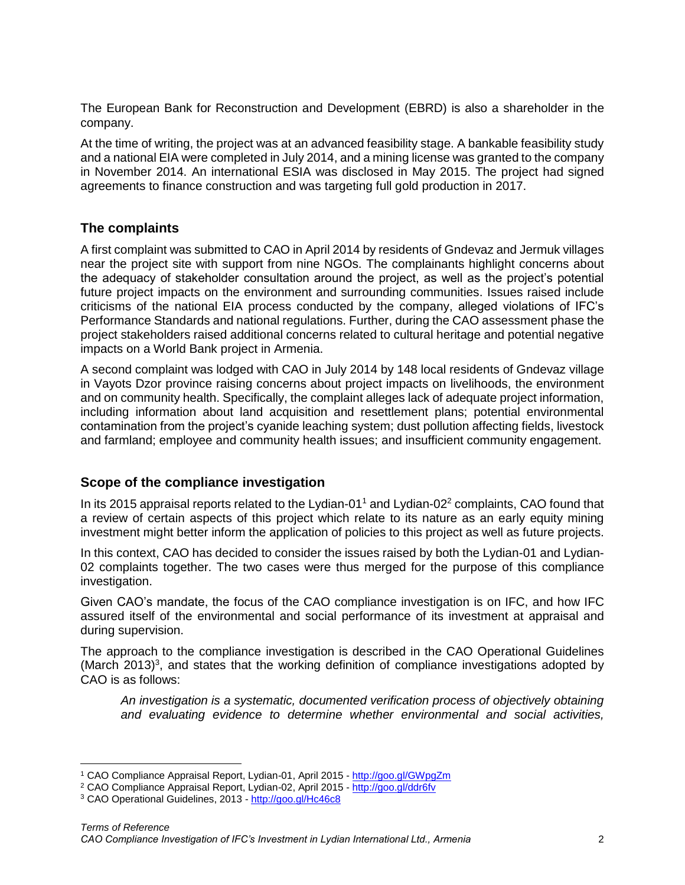The European Bank for Reconstruction and Development (EBRD) is also a shareholder in the company.

At the time of writing, the project was at an advanced feasibility stage. A bankable feasibility study and a national EIA were completed in July 2014, and a mining license was granted to the company in November 2014. An international ESIA was disclosed in May 2015. The project had signed agreements to finance construction and was targeting full gold production in 2017.

## The complaints

A first complaint was submitted to CAO in April 2014 by residents of Gndevaz and Jermuk villages near the project site with support from nine NGOs. The complainants highlight concerns about the adequacy of stakeholder consultation around the project, as well as the project's potential future project impacts on the environment and surrounding communities. Issues raised include criticisms of the national EIA process conducted by the company, alleged violations of IFC's Performance Standards and national regulations. Further, during the CAO assessment phase the project stakeholders raised additional concerns related to cultural heritage and potential negative impacts on a World Bank project in Armenia.

A second complaint was lodged with CAO in July 2014 by 148 local residents of Gndevaz village in Vayots Dzor province raising concerns about project impacts on livelihoods, the environment and on community health. Specifically, the complaint alleges lack of adequate project information, including information about land acquisition and resettlement plans; potential environmental contamination from the project's cyanide leaching system; dust pollution affecting fields, livestock and farmland; employee and community health issues; and insufficient community engagement.

## Scope of the compliance investigation

In its 2015 appraisal reports related to the Lydian-01[1] and Lydian-02[2] complaints, CAO found that a review of certain aspects of this project which relate to its nature as an early equity mining investment might better inform the application of policies to this project as well as future projects.

In this context, CAO has decided to consider the issues raised by both the Lydian-01 and Lydian-02 complaints together. The two cases were thus merged for the purpose of this compliance investigation.

Given CAO's mandate, the focus of the CAO compliance investigation is on IFC, and how IFC assured itself of the environmental and social performance of its investment at appraisal and during supervision.

The approach to the compliance investigation is described in the CAO Operational Guidelines (March 2013)[3], and states that the working definition of compliance investigations adopted by CAO is as follows:

> *An investigation is a systematic, documented verification process of objectively obtaining and evaluating evidence to determine whether environmental and social activities,*

---

[1] CAO Compliance Appraisal Report, Lydian-01, April 2015 - http://goo.gl/GWpgZm

[2] CAO Compliance Appraisal Report, Lydian-02, April 2015 - http://goo.gl/ddr6fv

[3] CAO Operational Guidelines, 2013 - http://goo.gl/Hc46c8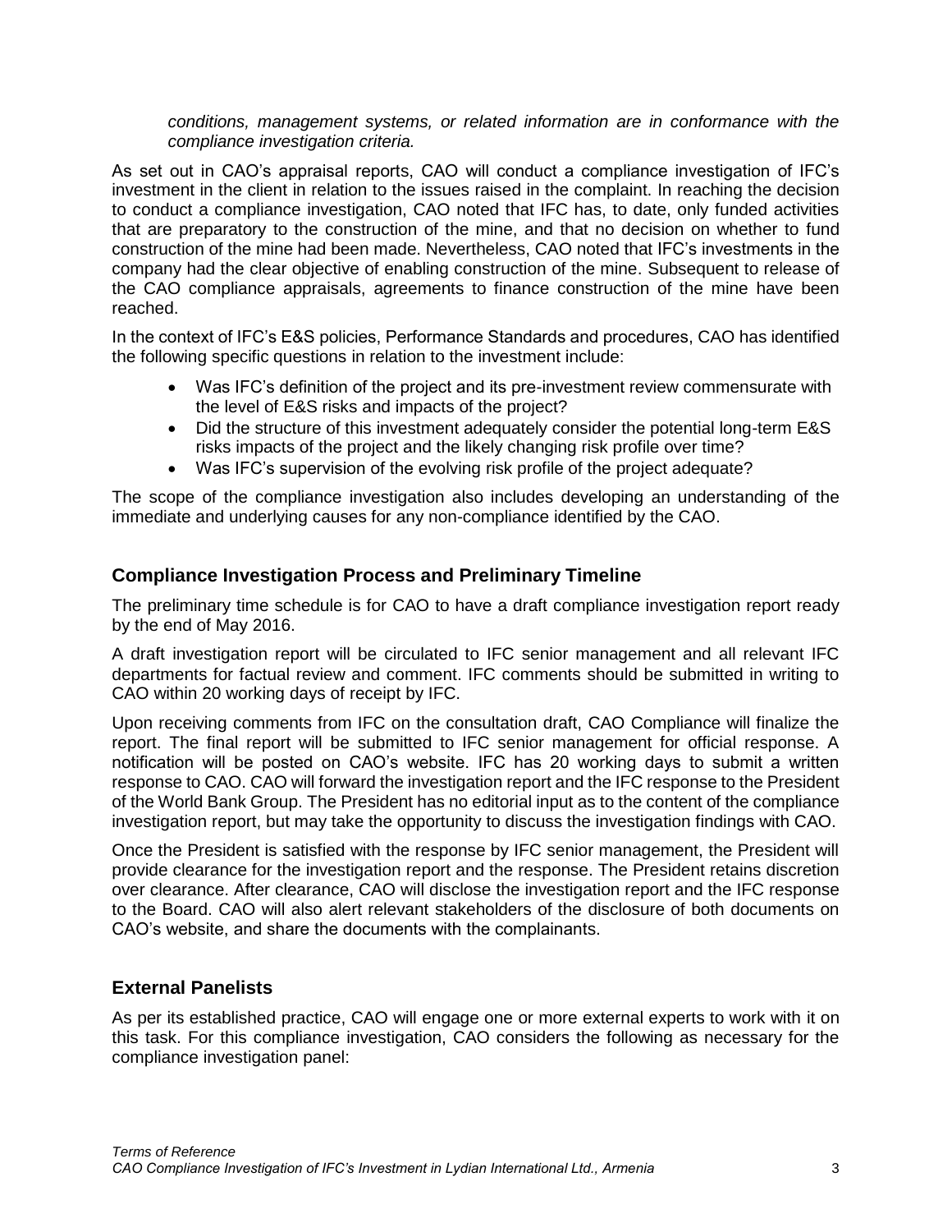*conditions, management systems, or related information are in conformance with the compliance investigation criteria.*

As set out in CAO's appraisal reports, CAO will conduct a compliance investigation of IFC's investment in the client in relation to the issues raised in the complaint. In reaching the decision to conduct a compliance investigation, CAO noted that IFC has, to date, only funded activities that are preparatory to the construction of the mine, and that no decision on whether to fund construction of the mine had been made. Nevertheless, CAO noted that IFC's investments in the company had the clear objective of enabling construction of the mine. Subsequent to release of the CAO compliance appraisals, agreements to finance construction of the mine have been reached.

In the context of IFC's E&S policies, Performance Standards and procedures, CAO has identified the following specific questions in relation to the investment include:

- Was IFC's definition of the project and its pre-investment review commensurate with the level of E&S risks and impacts of the project?
- Did the structure of this investment adequately consider the potential long-term E&S risks impacts of the project and the likely changing risk profile over time?
- Was IFC's supervision of the evolving risk profile of the project adequate?

The scope of the compliance investigation also includes developing an understanding of the immediate and underlying causes for any non-compliance identified by the CAO.

## Compliance Investigation Process and Preliminary Timeline

The preliminary time schedule is for CAO to have a draft compliance investigation report ready by the end of May 2016.

A draft investigation report will be circulated to IFC senior management and all relevant IFC departments for factual review and comment. IFC comments should be submitted in writing to CAO within 20 working days of receipt by IFC.

Upon receiving comments from IFC on the consultation draft, CAO Compliance will finalize the report. The final report will be submitted to IFC senior management for official response. A notification will be posted on CAO's website. IFC has 20 working days to submit a written response to CAO. CAO will forward the investigation report and the IFC response to the President of the World Bank Group. The President has no editorial input as to the content of the compliance investigation report, but may take the opportunity to discuss the investigation findings with CAO.

Once the President is satisfied with the response by IFC senior management, the President will provide clearance for the investigation report and the response. The President retains discretion over clearance. After clearance, CAO will disclose the investigation report and the IFC response to the Board. CAO will also alert relevant stakeholders of the disclosure of both documents on CAO's website, and share the documents with the complainants.

## External Panelists

As per its established practice, CAO will engage one or more external experts to work with it on this task. For this compliance investigation, CAO considers the following as necessary for the compliance investigation panel: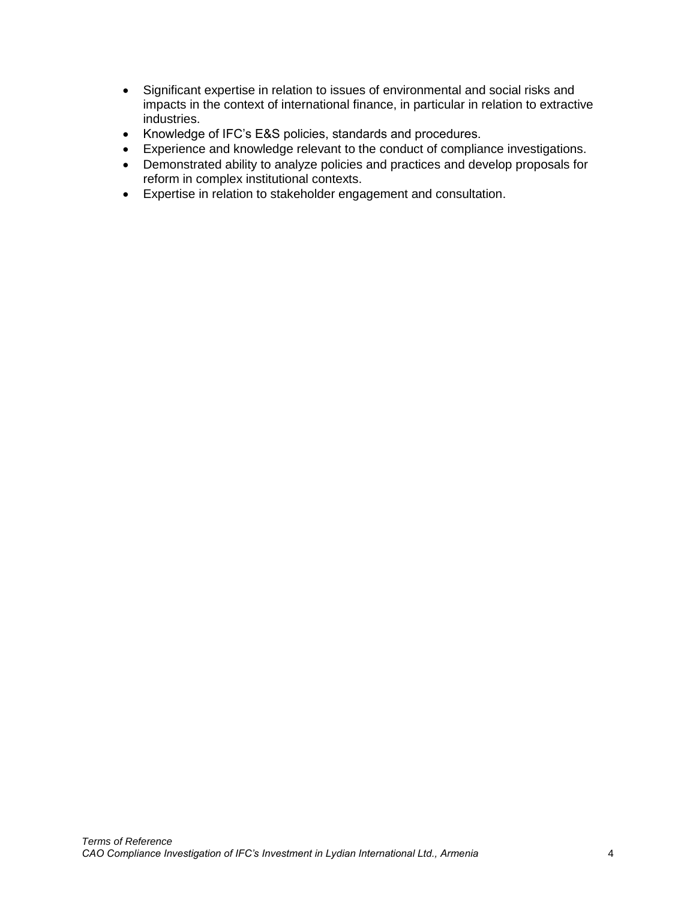- Significant expertise in relation to issues of environmental and social risks and impacts in the context of international finance, in particular in relation to extractive industries.
- Knowledge of IFC's E&S policies, standards and procedures.
- Experience and knowledge relevant to the conduct of compliance investigations.
- Demonstrated ability to analyze policies and practices and develop proposals for reform in complex institutional contexts.
- Expertise in relation to stakeholder engagement and consultation.